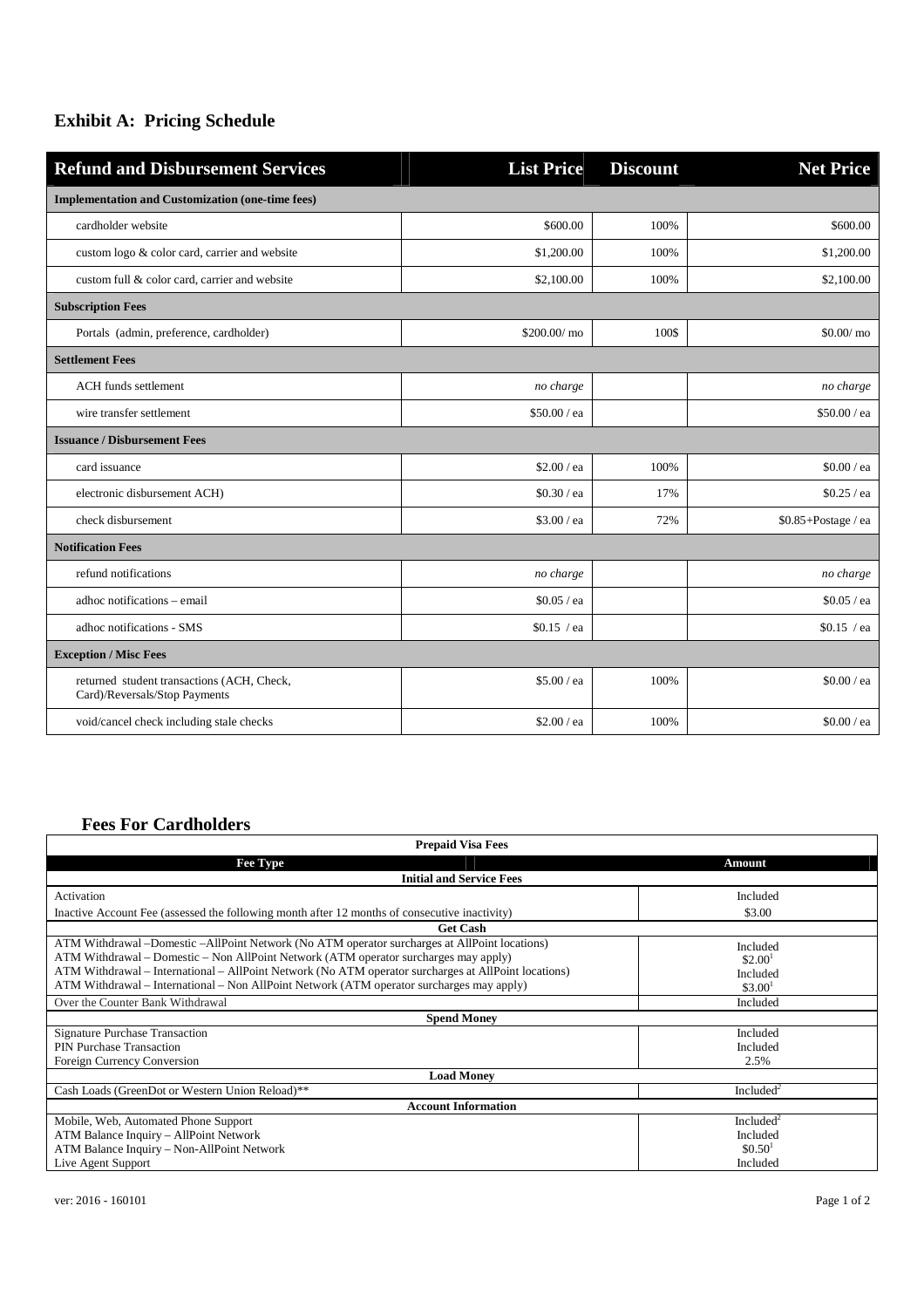## Exhibit A: Pricing Schedule

| Refund and Disbursement Services | List Price | Discount | Net Price |
|---|---|---|---|
| **Implementation and Customization (one-time fees)** | | | |
| cardholder website | $600.00 | 100% | $600.00 |
| custom logo & color card, carrier and website | $1,200.00 | 100% | $1,200.00 |
| custom full & color card, carrier and website | $2,100.00 | 100% | $2,100.00 |
| **Subscription Fees** | | | |
| Portals (admin, preference, cardholder) | $200.00/ mo | 100$ | $0.00/ mo |
| **Settlement Fees** | | | |
| ACH funds settlement | *no charge* | | *no charge* |
| wire transfer settlement | $50.00 / ea | | $50.00 / ea |
| **Issuance / Disbursement Fees** | | | |
| card issuance | $2.00 / ea | 100% | $0.00 / ea |
| electronic disbursement ACH) | $0.30 / ea | 17% | $0.25 / ea |
| check disbursement | $3.00 / ea | 72% | $0.85+Postage / ea |
| **Notification Fees** | | | |
| refund notifications | *no charge* | | *no charge* |
| adhoc notifications – email | $0.05 / ea | | $0.05 / ea |
| adhoc notifications - SMS | $0.15 / ea | | $0.15 / ea |
| **Exception / Misc Fees** | | | |
| returned student transactions (ACH, Check, Card)/Reversals/Stop Payments | $5.00 / ea | 100% | $0.00 / ea |
| void/cancel check including stale checks | $2.00 / ea | 100% | $0.00 / ea |

### Fees For Cardholders

| Prepaid Visa Fees | |
|---|---|
| **Fee Type** | **Amount** |
| **Initial and Service Fees** | |
| Activation | Included |
| Inactive Account Fee (assessed the following month after 12 months of consecutive inactivity) | $3.00 |
| **Get Cash** | |
| ATM Withdrawal –Domestic –AllPoint Network (No ATM operator surcharges at AllPoint locations) | Included |
| ATM Withdrawal – Domestic – Non AllPoint Network (ATM operator surcharges may apply) | $2.00[1] |
| ATM Withdrawal – International – AllPoint Network (No ATM operator surcharges at AllPoint locations) | Included |
| ATM Withdrawal – International – Non AllPoint Network (ATM operator surcharges may apply) | $3.00[1] |
| Over the Counter Bank Withdrawal | Included |
| **Spend Money** | |
| Signature Purchase Transaction | Included |
| PIN Purchase Transaction | Included |
| Foreign Currency Conversion | 2.5% |
| **Load Money** | |
| Cash Loads (GreenDot or Western Union Reload)** | Included[2] |
| **Account Information** | |
| Mobile, Web, Automated Phone Support | Included[2] |
| ATM Balance Inquiry – AllPoint Network | Included |
| ATM Balance Inquiry – Non-AllPoint Network | $0.50[1] |
| Live Agent Support | Included |

ver: 2016 - 160101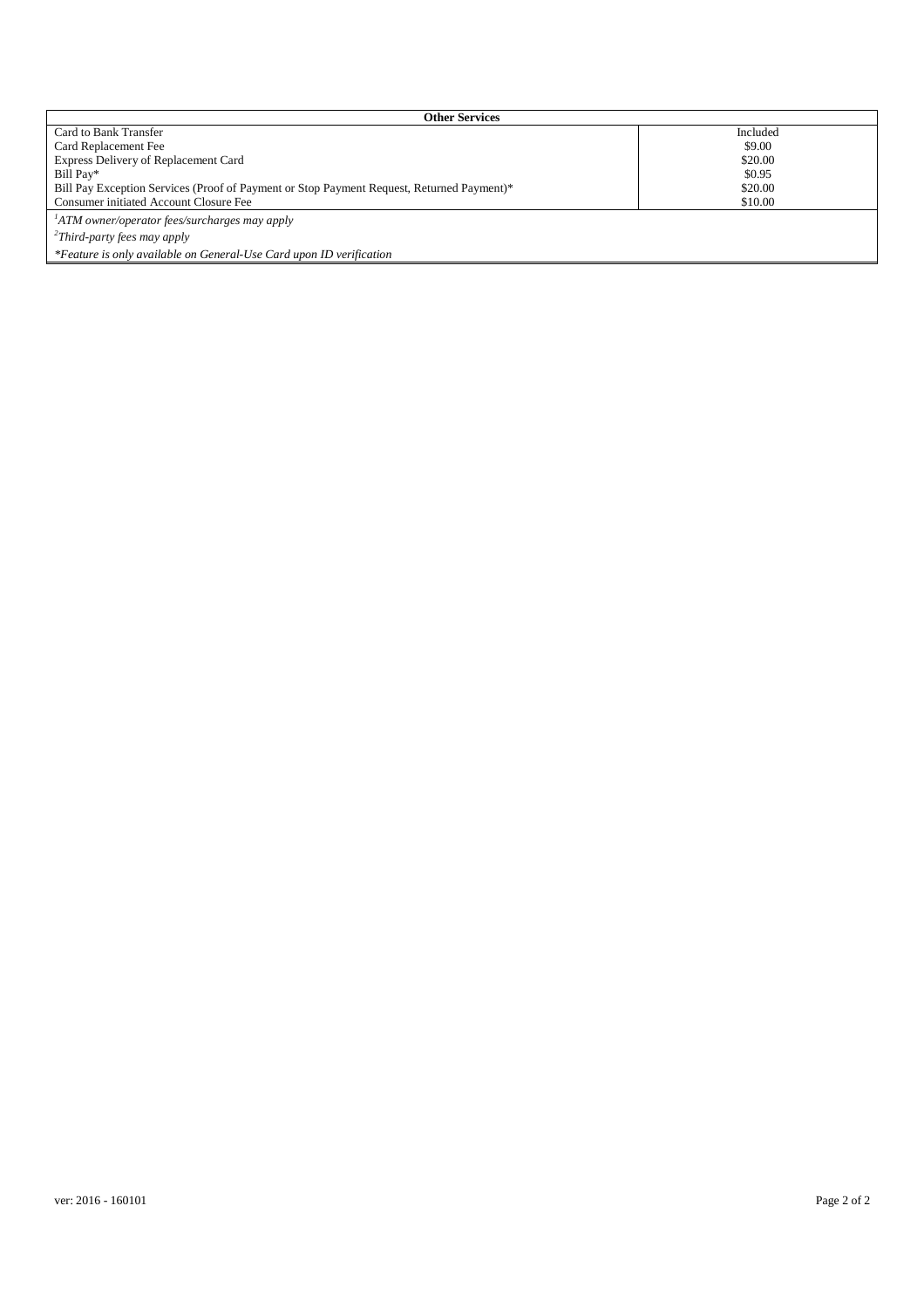| Other Services | |
|---|---|
| Card to Bank Transfer | Included |
| Card Replacement Fee | $9.00 |
| Express Delivery of Replacement Card | $20.00 |
| Bill Pay* | $0.95 |
| Bill Pay Exception Services (Proof of Payment or Stop Payment Request, Returned Payment)* | $20.00 |
| Consumer initiated Account Closure Fee | $10.00 |

*[1]ATM owner/operator fees/surcharges may apply*

*[2]Third-party fees may apply*

**Feature is only available on General-Use Card upon ID verification*

ver: 2016 - 160101